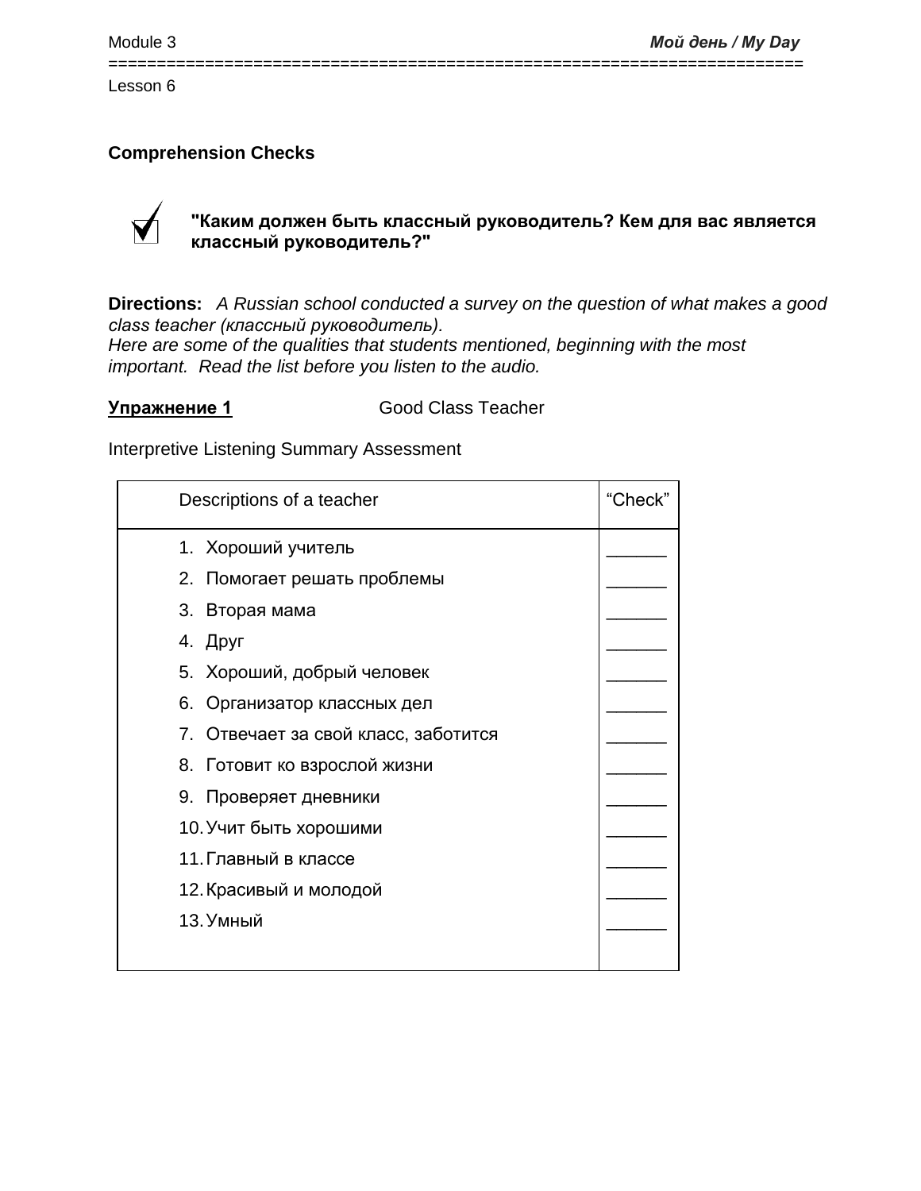Lesson 6

## Comprehension Checks

### "Каким должен быть классный руководитель? Кем для вас является классный руководитель?"

**Directions:** *A Russian school conducted a survey on the question of what makes a good class teacher (классный руководитель). Here are some of the qualities that students mentioned, beginning with the most important. Read the list before you listen to the audio.*

**Упражнение 1** Good Class Teacher

Interpretive Listening Summary Assessment

| Descriptions of a teacher | "Check" |
| --- | --- |
| 1. Хороший учитель | ______ |
| 2. Помогает решать проблемы | ______ |
| 3. Вторая мама | ______ |
| 4. Друг | ______ |
| 5. Хороший, добрый человек | ______ |
| 6. Организатор классных дел | ______ |
| 7. Отвечает за свой класс, заботится | ______ |
| 8. Готовит ко взрослой жизни | ______ |
| 9. Проверяет дневники | ______ |
| 10. Учит быть хорошими | ______ |
| 11. Главный в классе | ______ |
| 12. Красивый и молодой | ______ |
| 13. Умный | ______ |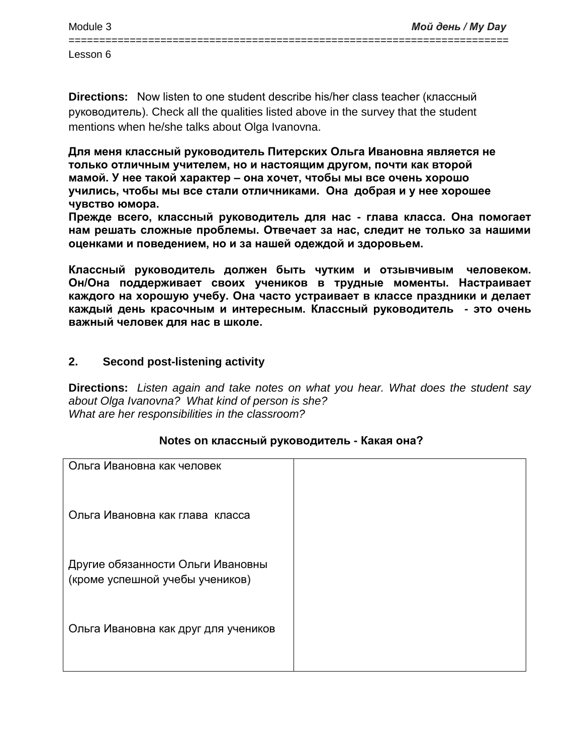Lesson 6

**Directions:** Now listen to one student describe his/her class teacher (классный руководитель). Check all the qualities listed above in the survey that the student mentions when he/she talks about Olga Ivanovna.

**Для меня классный руководитель Питерских Ольга Ивановна является не только отличным учителем, но и настоящим другом, почти как второй мамой. У нее такой характер – она хочет, чтобы мы все очень хорошо учились, чтобы мы все стали отличниками. Она добрая и у нее хорошее чувство юмора.**
**Прежде всего, классный руководитель для нас - глава класса. Она помогает нам решать сложные проблемы. Отвечает за нас, следит не только за нашими оценками и поведением, но и за нашей одеждой и здоровьем.**

**Классный руководитель должен быть чутким и отзывчивым человеком. Он/Она поддерживает своих учеников в трудные моменты. Настраивает каждого на хорошую учебу. Она часто устраивает в классе праздники и делает каждый день красочным и интересным. Классный руководитель - это очень важный человек для нас в школе.**

## 2. Second post-listening activity

**Directions:** *Listen again and take notes on what you hear. What does the student say about Olga Ivanovna? What kind of person is she?*
*What are her responsibilities in the classroom?*

**Notes on классный руководитель - Какая она?**

| | |
|---|---|
| Ольга Ивановна как человек | |
| Ольга Ивановна как глава класса | |
| Другие обязанности Ольги Ивановны (кроме успешной учебы учеников) | |
| Ольга Ивановна как друг для учеников | |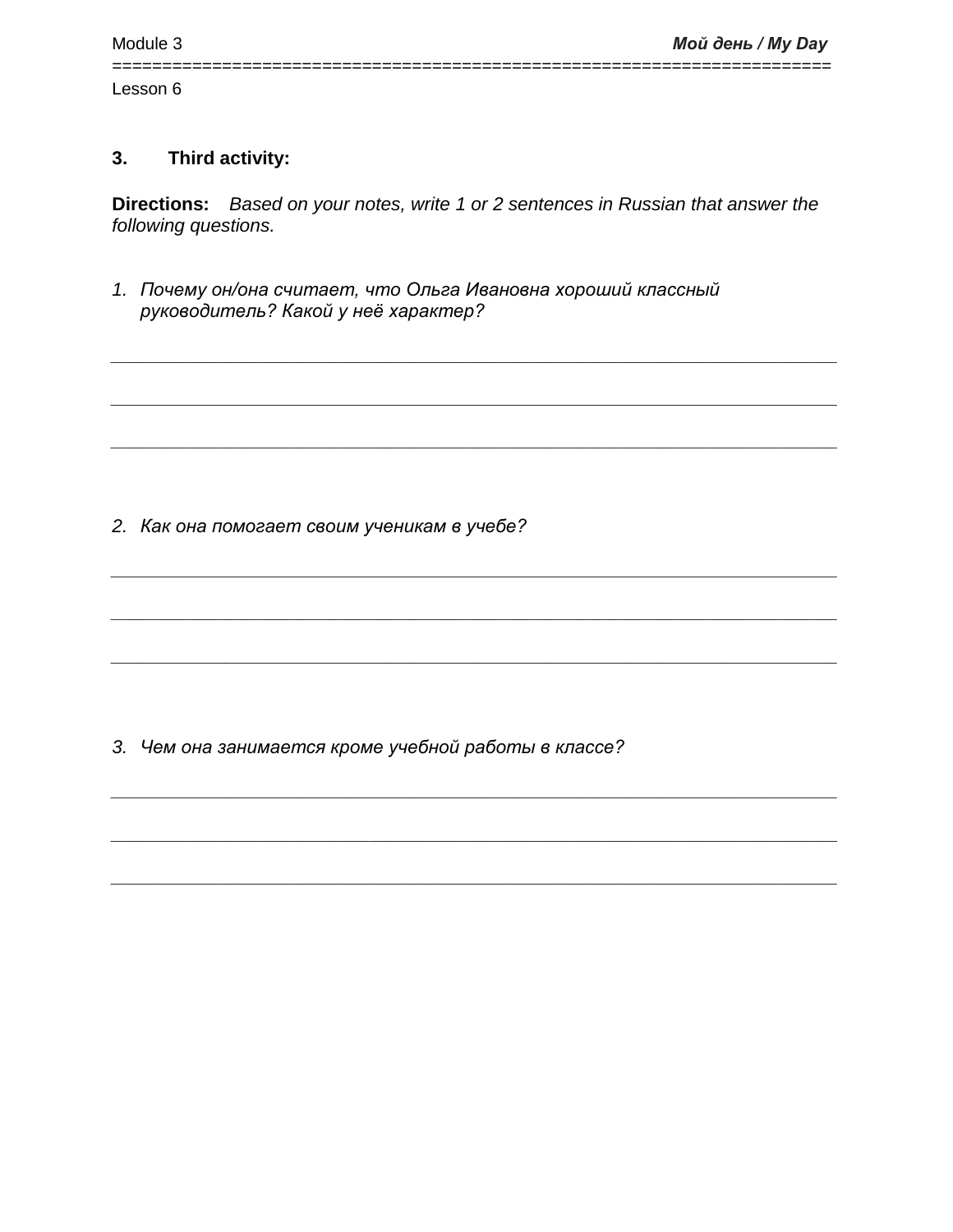### 3. Third activity:

**Directions:** *Based on your notes, write 1 or 2 sentences in Russian that answer the following questions.*

1. *Почему он/она считает, что Ольга Ивановна хороший классный руководитель? Какой у неё характер?*

___________________________________________________________________________

___________________________________________________________________________

___________________________________________________________________________

2. *Как она помогает своим ученикам в учебе?*

___________________________________________________________________________

___________________________________________________________________________

___________________________________________________________________________

3. *Чем она занимается кроме учебной работы в классе?*

___________________________________________________________________________

___________________________________________________________________________

___________________________________________________________________________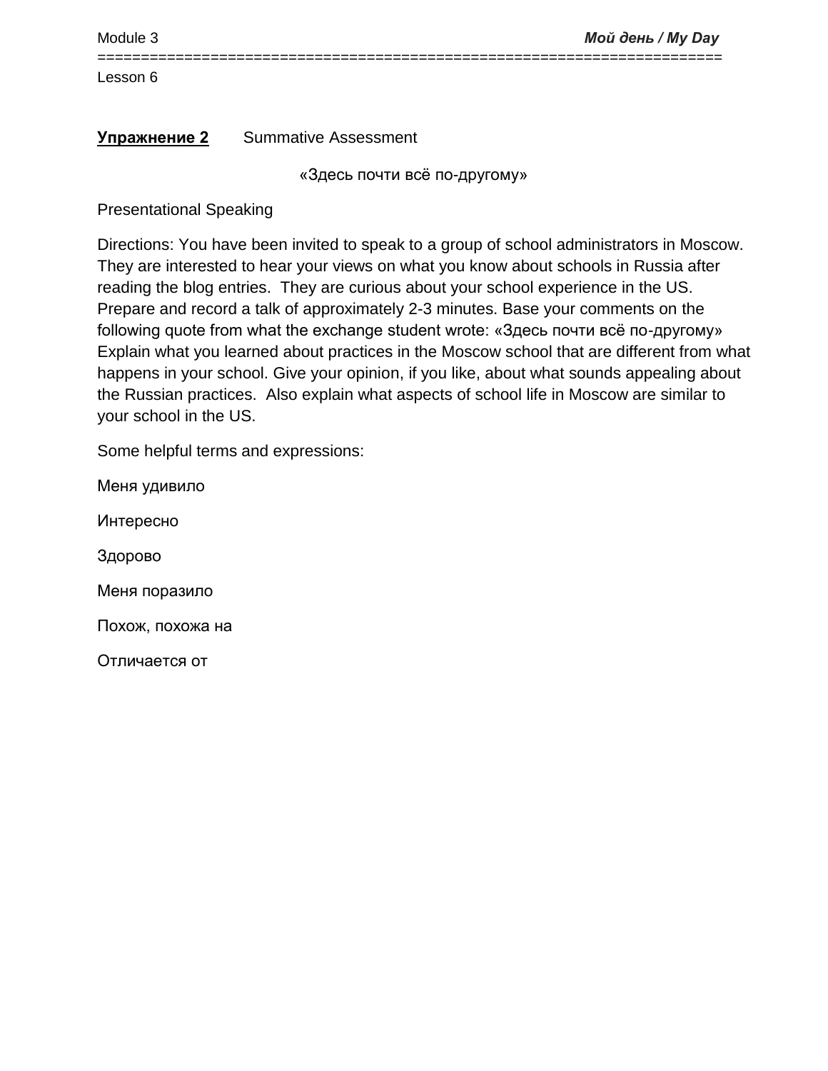Lesson 6

**Упражнение 2** Summative Assessment

«Здесь почти всё по-другому»

Presentational Speaking

Directions: You have been invited to speak to a group of school administrators in Moscow. They are interested to hear your views on what you know about schools in Russia after reading the blog entries. They are curious about your school experience in the US. Prepare and record a talk of approximately 2-3 minutes. Base your comments on the following quote from what the exchange student wrote: «Здесь почти всё по-другому» Explain what you learned about practices in the Moscow school that are different from what happens in your school. Give your opinion, if you like, about what sounds appealing about the Russian practices. Also explain what aspects of school life in Moscow are similar to your school in the US.

Some helpful terms and expressions:

Меня удивило

Интересно

Здорово

Меня поразило

Похож, похожа на

Отличается от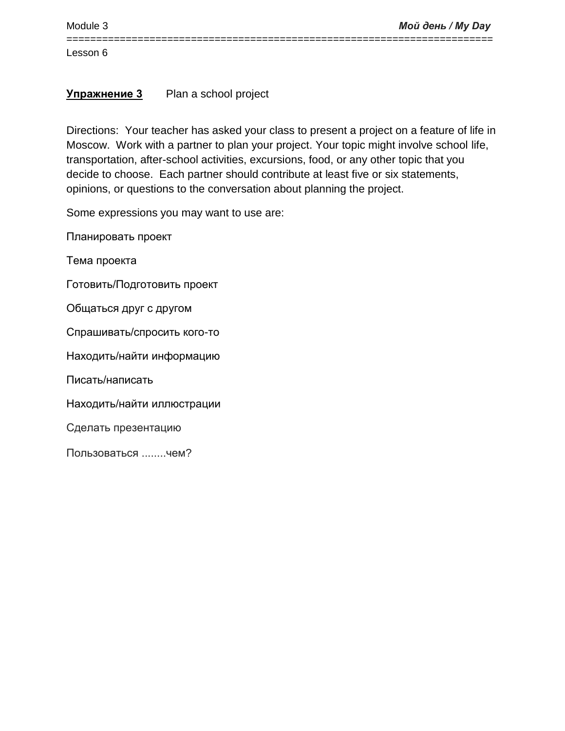Lesson 6

**Упражнение 3** Plan a school project

Directions: Your teacher has asked your class to present a project on a feature of life in Moscow. Work with a partner to plan your project. Your topic might involve school life, transportation, after-school activities, excursions, food, or any other topic that you decide to choose. Each partner should contribute at least five or six statements, opinions, or questions to the conversation about planning the project.

Some expressions you may want to use are:

Планировать проект

Тема проекта

Готовить/Подготовить проект

Общаться друг с другом

Спрашивать/спросить кого-то

Находить/найти информацию

Писать/написать

Находить/найти иллюстрации

Сделать презентацию

Пользоваться ........чем?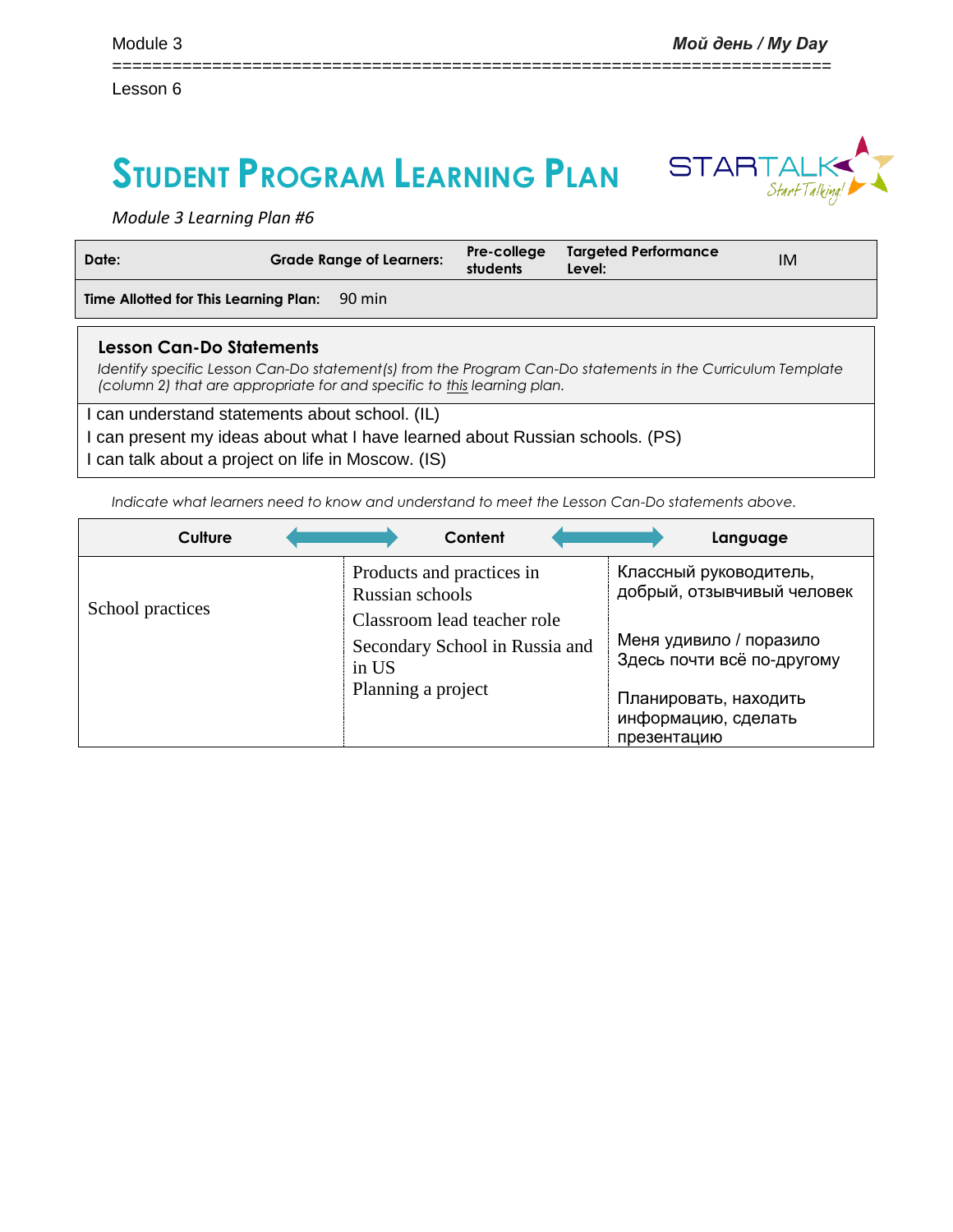Module 3 | **Мой день / My Day**

Lesson 6

# STUDENT PROGRAM LEARNING PLAN

*Module 3 Learning Plan #6*

| **Date:** | **Grade Range of Learners:** | **Pre-college students** | **Targeted Performance Level:** | IM |
|---|---|---|---|---|
| **Time Allotted for This Learning Plan:** | 90 min | | | |

## Lesson Can-Do Statements

*Identify specific Lesson Can-Do statement(s) from the Program Can-Do statements in the Curriculum Template (column 2) that are appropriate for and specific to this learning plan.*

I can understand statements about school. (IL)
I can present my ideas about what I have learned about Russian schools. (PS)
I can talk about a project on life in Moscow. (IS)

*Indicate what learners need to know and understand to meet the Lesson Can-Do statements above.*

| **Culture** | **Content** | **Language** |
|---|---|---|
| School practices | Products and practices in Russian schools<br>Classroom lead teacher role<br>Secondary School in Russia and in US<br>Planning a project | Классный руководитель, добрый, отзывчивый человек<br><br>Меня удивило / поразило<br>Здесь почти всё по-другому<br><br>Планировать, находить информацию, сделать презентацию |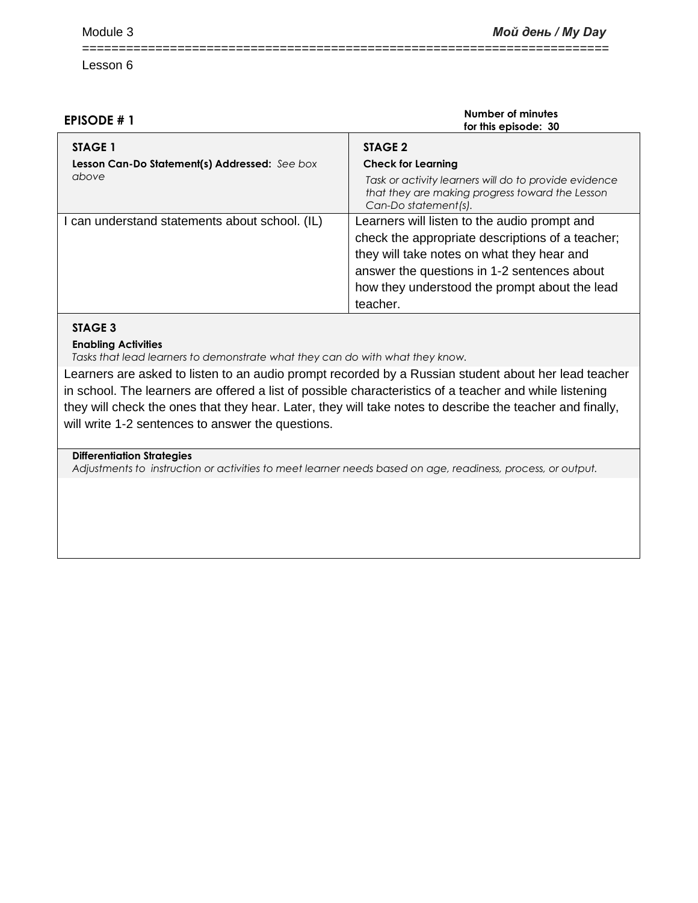Lesson 6

**EPISODE # 1**

**Number of minutes for this episode: 30**

| **STAGE 1**<br>**Lesson Can-Do Statement(s) Addressed:** *See box above* | **STAGE 2**<br>**Check for Learning**<br>*Task or activity learners will do to provide evidence that they are making progress toward the Lesson Can-Do statement(s).* |
|---|---|
| I can understand statements about school. (IL) | Learners will listen to the audio prompt and check the appropriate descriptions of a teacher; they will take notes on what they hear and answer the questions in 1-2 sentences about how they understood the prompt about the lead teacher. |

**STAGE 3**

**Enabling Activities**

*Tasks that lead learners to demonstrate what they can do with what they know.*

Learners are asked to listen to an audio prompt recorded by a Russian student about her lead teacher in school. The learners are offered a list of possible characteristics of a teacher and while listening they will check the ones that they hear. Later, they will take notes to describe the teacher and finally, will write 1-2 sentences to answer the questions.

**Differentiation Strategies**

*Adjustments to instruction or activities to meet learner needs based on age, readiness, process, or output.*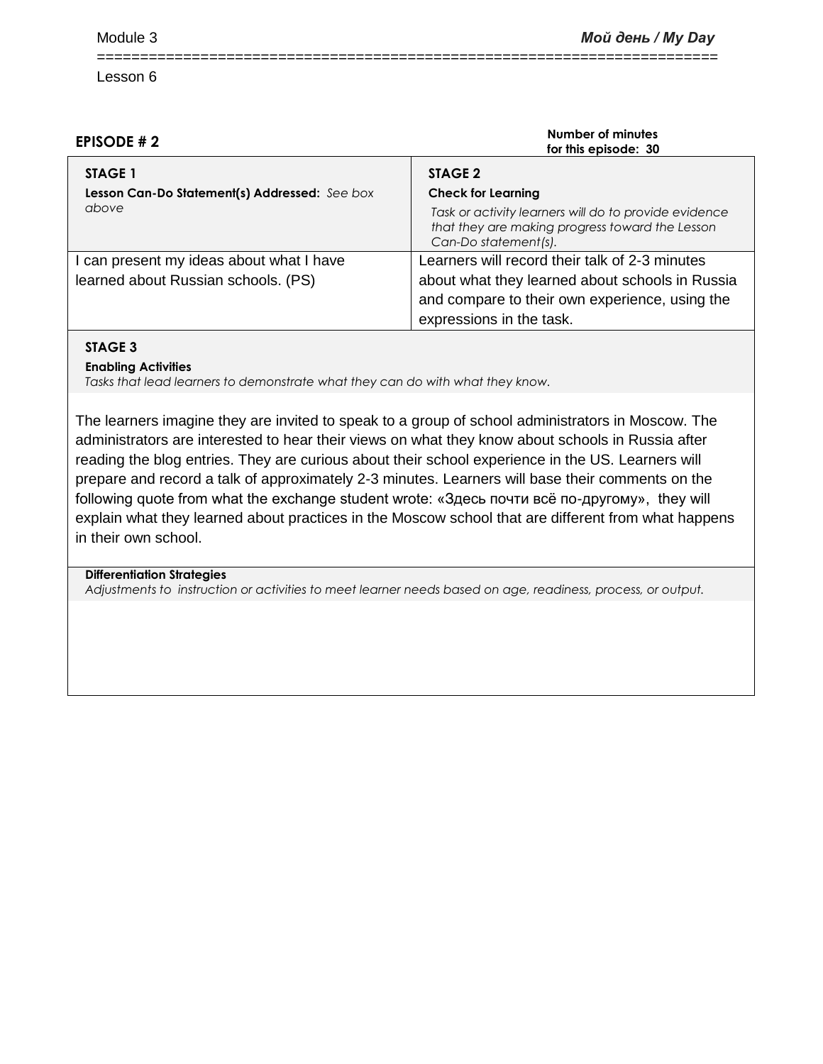Module 3 **_Мой день / My Day_**

Lesson 6

**EPISODE # 2**

**Number of minutes for this episode: 30**

| **STAGE 1**<br>**Lesson Can-Do Statement(s) Addressed:** *See box above* | **STAGE 2**<br>**Check for Learning**<br>*Task or activity learners will do to provide evidence that they are making progress toward the Lesson Can-Do statement(s).* |
|---|---|
| I can present my ideas about what I have learned about Russian schools. (PS) | Learners will record their talk of 2-3 minutes about what they learned about schools in Russia and compare to their own experience, using the expressions in the task. |

**STAGE 3**

**Enabling Activities**

*Tasks that lead learners to demonstrate what they can do with what they know.*

The learners imagine they are invited to speak to a group of school administrators in Moscow. The administrators are interested to hear their views on what they know about schools in Russia after reading the blog entries. They are curious about their school experience in the US. Learners will prepare and record a talk of approximately 2-3 minutes. Learners will base their comments on the following quote from what the exchange student wrote: «Здесь почти всё по-другому», they will explain what they learned about practices in the Moscow school that are different from what happens in their own school.

**Differentiation Strategies**

*Adjustments to instruction or activities to meet learner needs based on age, readiness, process, or output.*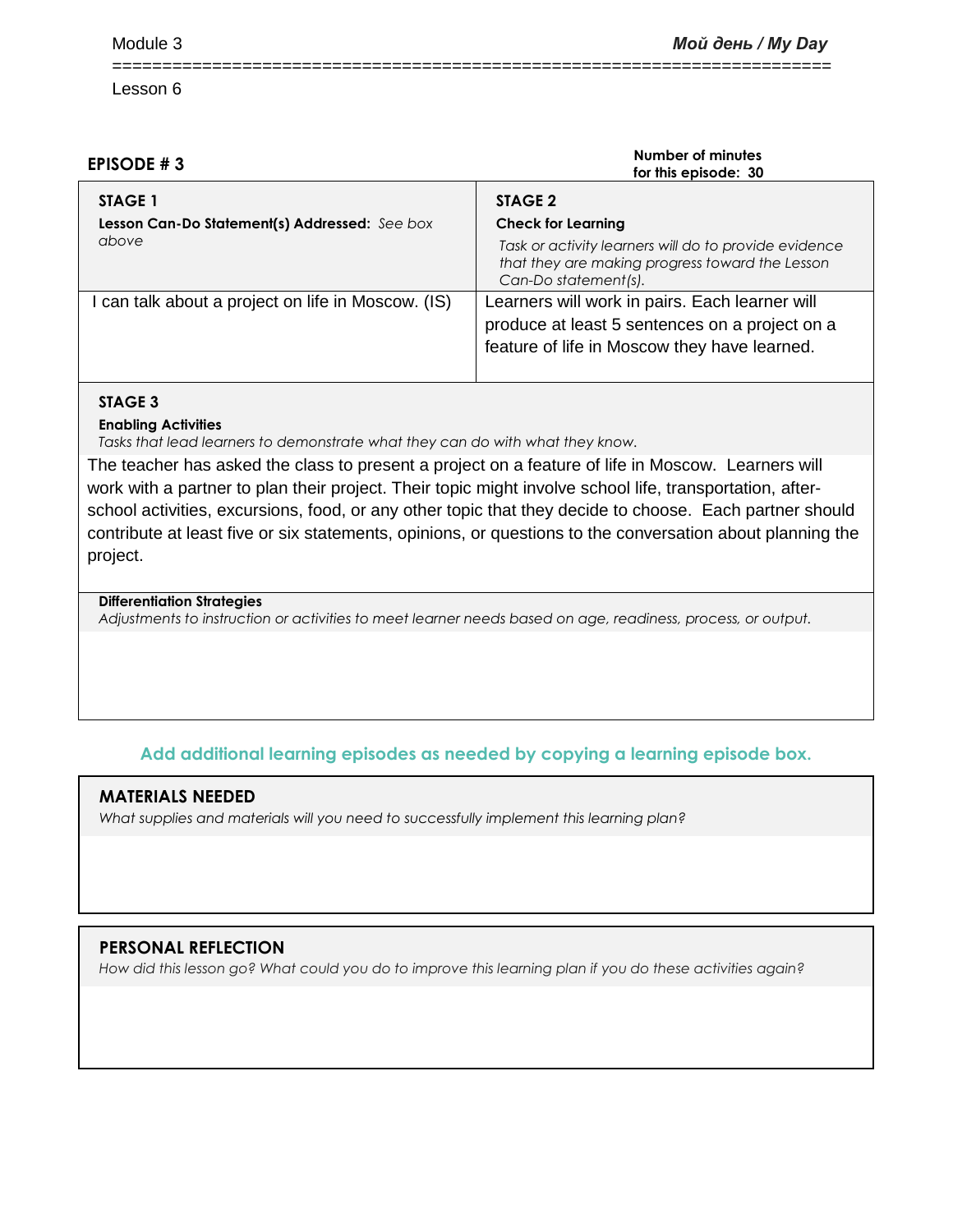Lesson 6

**EPISODE # 3**

**Number of minutes for this episode: 30**

| **STAGE 1** **Lesson Can-Do Statement(s) Addressed:** *See box above* | **STAGE 2** **Check for Learning** *Task or activity learners will do to provide evidence that they are making progress toward the Lesson Can-Do statement(s).* |
|---|---|
| I can talk about a project on life in Moscow. (IS) | Learners will work in pairs. Each learner will produce at least 5 sentences on a project on a feature of life in Moscow they have learned. |

**STAGE 3**

**Enabling Activities**

*Tasks that lead learners to demonstrate what they can do with what they know.*

The teacher has asked the class to present a project on a feature of life in Moscow. Learners will work with a partner to plan their project. Their topic might involve school life, transportation, after-school activities, excursions, food, or any other topic that they decide to choose. Each partner should contribute at least five or six statements, opinions, or questions to the conversation about planning the project.

**Differentiation Strategies**

*Adjustments to instruction or activities to meet learner needs based on age, readiness, process, or output.*

**Add additional learning episodes as needed by copying a learning episode box.**

**MATERIALS NEEDED**

*What supplies and materials will you need to successfully implement this learning plan?*

**PERSONAL REFLECTION**

*How did this lesson go? What could you do to improve this learning plan if you do these activities again?*